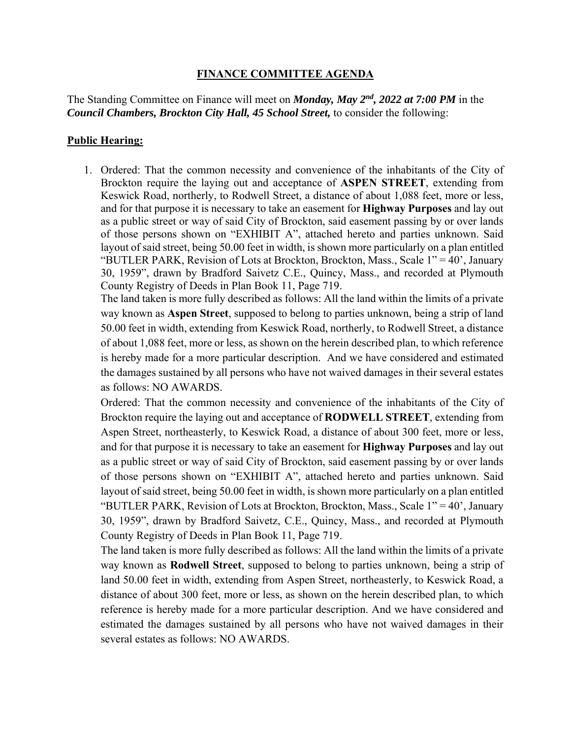# FINANCE COMMITTEE AGENDA

The Standing Committee on Finance will meet on ***Monday, May 2nd, 2022 at 7:00 PM*** in the ***Council Chambers, Brockton City Hall, 45 School Street,*** to consider the following:

## Public Hearing:

1. Ordered: That the common necessity and convenience of the inhabitants of the City of Brockton require the laying out and acceptance of **ASPEN STREET**, extending from Keswick Road, northerly, to Rodwell Street, a distance of about 1,088 feet, more or less, and for that purpose it is necessary to take an easement for **Highway Purposes** and lay out as a public street or way of said City of Brockton, said easement passing by or over lands of those persons shown on "EXHIBIT A", attached hereto and parties unknown. Said layout of said street, being 50.00 feet in width, is shown more particularly on a plan entitled "BUTLER PARK, Revision of Lots at Brockton, Brockton, Mass., Scale 1" = 40', January 30, 1959", drawn by Bradford Saivetz C.E., Quincy, Mass., and recorded at Plymouth County Registry of Deeds in Plan Book 11, Page 719.
   The land taken is more fully described as follows: All the land within the limits of a private way known as **Aspen Street**, supposed to belong to parties unknown, being a strip of land 50.00 feet in width, extending from Keswick Road, northerly, to Rodwell Street, a distance of about 1,088 feet, more or less, as shown on the herein described plan, to which reference is hereby made for a more particular description. And we have considered and estimated the damages sustained by all persons who have not waived damages in their several estates as follows: NO AWARDS.
   Ordered: That the common necessity and convenience of the inhabitants of the City of Brockton require the laying out and acceptance of **RODWELL STREET**, extending from Aspen Street, northeasterly, to Keswick Road, a distance of about 300 feet, more or less, and for that purpose it is necessary to take an easement for **Highway Purposes** and lay out as a public street or way of said City of Brockton, said easement passing by or over lands of those persons shown on "EXHIBIT A", attached hereto and parties unknown. Said layout of said street, being 50.00 feet in width, is shown more particularly on a plan entitled "BUTLER PARK, Revision of Lots at Brockton, Brockton, Mass., Scale 1" = 40', January 30, 1959", drawn by Bradford Saivetz, C.E., Quincy, Mass., and recorded at Plymouth County Registry of Deeds in Plan Book 11, Page 719.
   The land taken is more fully described as follows: All the land within the limits of a private way known as **Rodwell Street**, supposed to belong to parties unknown, being a strip of land 50.00 feet in width, extending from Aspen Street, northeasterly, to Keswick Road, a distance of about 300 feet, more or less, as shown on the herein described plan, to which reference is hereby made for a more particular description. And we have considered and estimated the damages sustained by all persons who have not waived damages in their several estates as follows: NO AWARDS.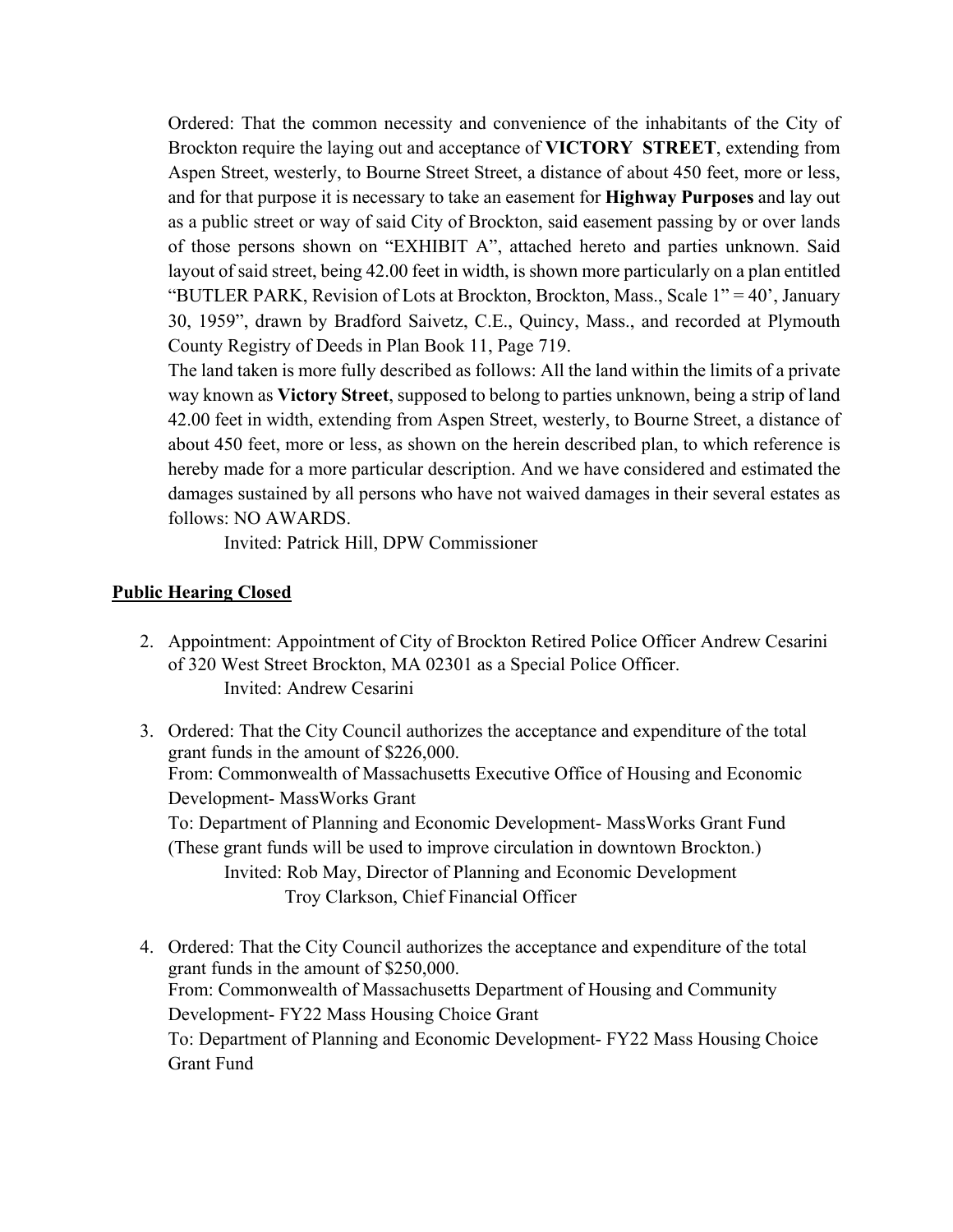Ordered: That the common necessity and convenience of the inhabitants of the City of Brockton require the laying out and acceptance of **VICTORY STREET**, extending from Aspen Street, westerly, to Bourne Street Street, a distance of about 450 feet, more or less, and for that purpose it is necessary to take an easement for **Highway Purposes** and lay out as a public street or way of said City of Brockton, said easement passing by or over lands of those persons shown on "EXHIBIT A", attached hereto and parties unknown. Said layout of said street, being 42.00 feet in width, is shown more particularly on a plan entitled "BUTLER PARK, Revision of Lots at Brockton, Brockton, Mass., Scale 1" = 40', January 30, 1959", drawn by Bradford Saivetz, C.E., Quincy, Mass., and recorded at Plymouth County Registry of Deeds in Plan Book 11, Page 719.

The land taken is more fully described as follows: All the land within the limits of a private way known as **Victory Street**, supposed to belong to parties unknown, being a strip of land 42.00 feet in width, extending from Aspen Street, westerly, to Bourne Street, a distance of about 450 feet, more or less, as shown on the herein described plan, to which reference is hereby made for a more particular description. And we have considered and estimated the damages sustained by all persons who have not waived damages in their several estates as follows: NO AWARDS.

Invited: Patrick Hill, DPW Commissioner

**<u>Public Hearing Closed</u>**

2. Appointment: Appointment of City of Brockton Retired Police Officer Andrew Cesarini of 320 West Street Brockton, MA 02301 as a Special Police Officer.
   Invited: Andrew Cesarini

3. Ordered: That the City Council authorizes the acceptance and expenditure of the total grant funds in the amount of $226,000.
   From: Commonwealth of Massachusetts Executive Office of Housing and Economic Development- MassWorks Grant
   To: Department of Planning and Economic Development- MassWorks Grant Fund
   (These grant funds will be used to improve circulation in downtown Brockton.)
   Invited: Rob May, Director of Planning and Economic Development
   Troy Clarkson, Chief Financial Officer

4. Ordered: That the City Council authorizes the acceptance and expenditure of the total grant funds in the amount of $250,000.
   From: Commonwealth of Massachusetts Department of Housing and Community Development- FY22 Mass Housing Choice Grant
   To: Department of Planning and Economic Development- FY22 Mass Housing Choice Grant Fund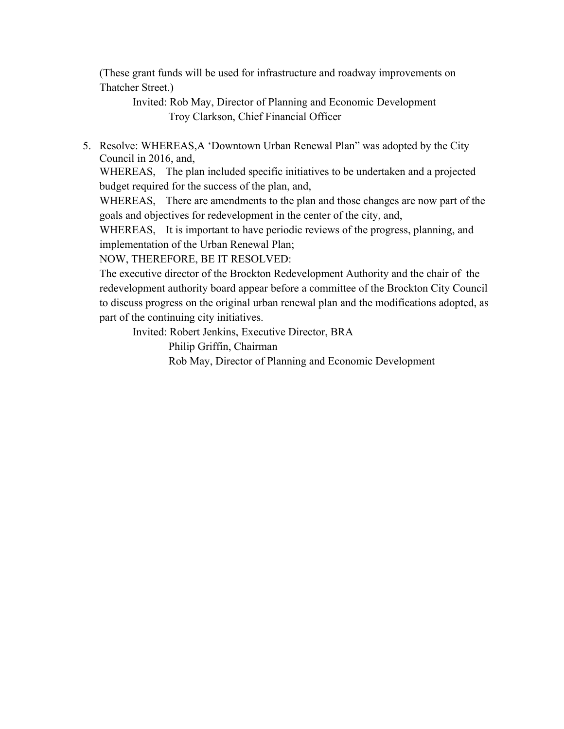(These grant funds will be used for infrastructure and roadway improvements on Thatcher Street.)

Invited: Rob May, Director of Planning and Economic Development
Troy Clarkson, Chief Financial Officer

5. Resolve: WHEREAS,A 'Downtown Urban Renewal Plan" was adopted by the City Council in 2016, and,

   WHEREAS, The plan included specific initiatives to be undertaken and a projected budget required for the success of the plan, and,

   WHEREAS, There are amendments to the plan and those changes are now part of the goals and objectives for redevelopment in the center of the city, and,

   WHEREAS, It is important to have periodic reviews of the progress, planning, and implementation of the Urban Renewal Plan;

   NOW, THEREFORE, BE IT RESOLVED:

   The executive director of the Brockton Redevelopment Authority and the chair of the redevelopment authority board appear before a committee of the Brockton City Council to discuss progress on the original urban renewal plan and the modifications adopted, as part of the continuing city initiatives.

   Invited: Robert Jenkins, Executive Director, BRA
   Philip Griffin, Chairman
   Rob May, Director of Planning and Economic Development